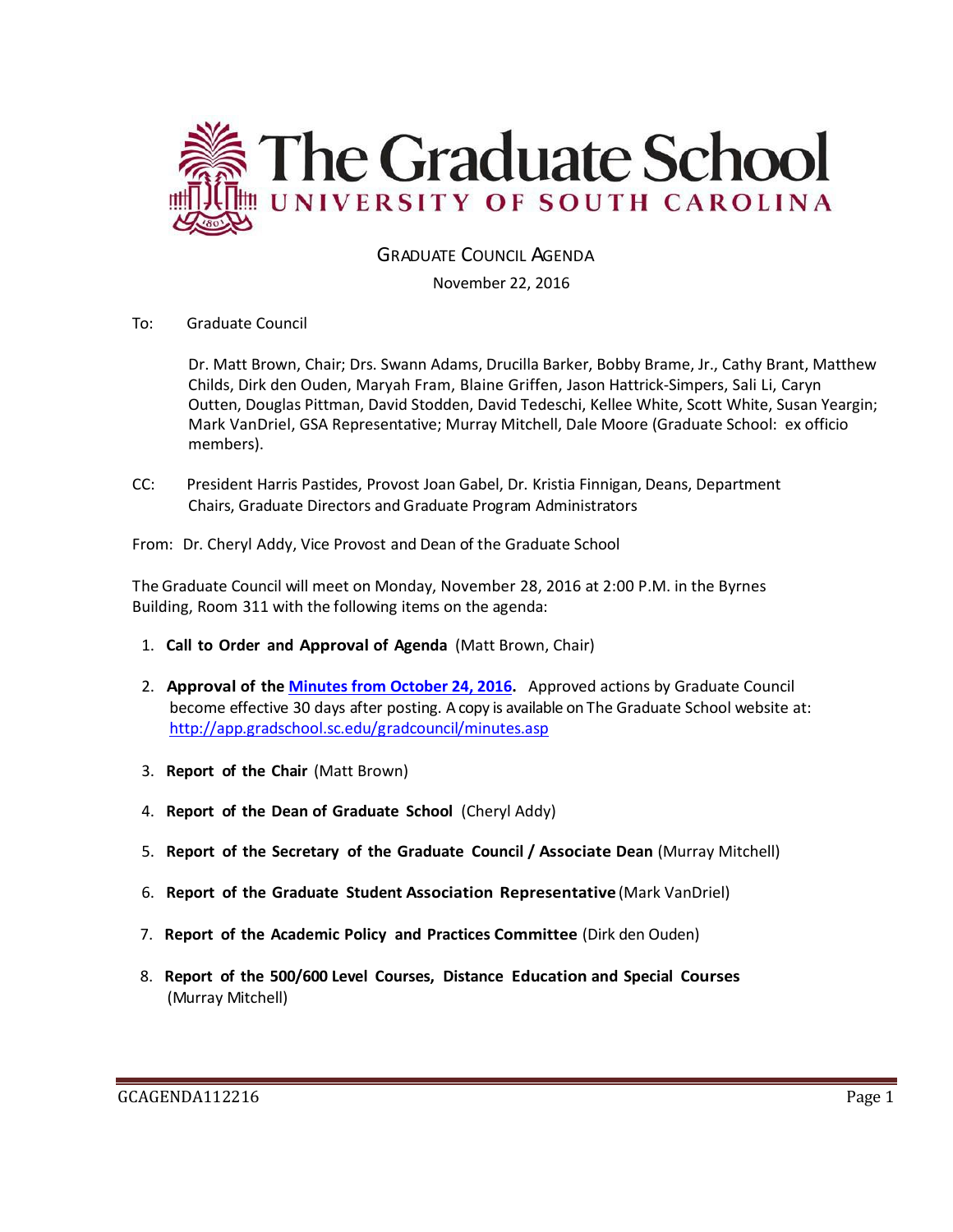# The Graduate School
## UNIVERSITY OF SOUTH CAROLINA

GRADUATE COUNCIL AGENDA

November 22, 2016

To: Graduate Council

Dr. Matt Brown, Chair; Drs. Swann Adams, Drucilla Barker, Bobby Brame, Jr., Cathy Brant, Matthew Childs, Dirk den Ouden, Maryah Fram, Blaine Griffen, Jason Hattrick-Simpers, Sali Li, Caryn Outten, Douglas Pittman, David Stodden, David Tedeschi, Kellee White, Scott White, Susan Yeargin; Mark VanDriel, GSA Representative; Murray Mitchell, Dale Moore (Graduate School: ex officio members).

CC: President Harris Pastides, Provost Joan Gabel, Dr. Kristia Finnigan, Deans, Department Chairs, Graduate Directors and Graduate Program Administrators

From: Dr. Cheryl Addy, Vice Provost and Dean of the Graduate School

The Graduate Council will meet on Monday, November 28, 2016 at 2:00 P.M. in the Byrnes Building, Room 311 with the following items on the agenda:

1. **Call to Order and Approval of Agenda** (Matt Brown, Chair)
2. **Approval of the Minutes from October 24, 2016.** Approved actions by Graduate Council become effective 30 days after posting. A copy is available on The Graduate School website at: http://app.gradschool.sc.edu/gradcouncil/minutes.asp
3. **Report of the Chair** (Matt Brown)
4. **Report of the Dean of Graduate School** (Cheryl Addy)
5. **Report of the Secretary of the Graduate Council / Associate Dean** (Murray Mitchell)
6. **Report of the Graduate Student Association Representative** (Mark VanDriel)
7. **Report of the Academic Policy and Practices Committee** (Dirk den Ouden)
8. **Report of the 500/600 Level Courses, Distance Education and Special Courses** (Murray Mitchell)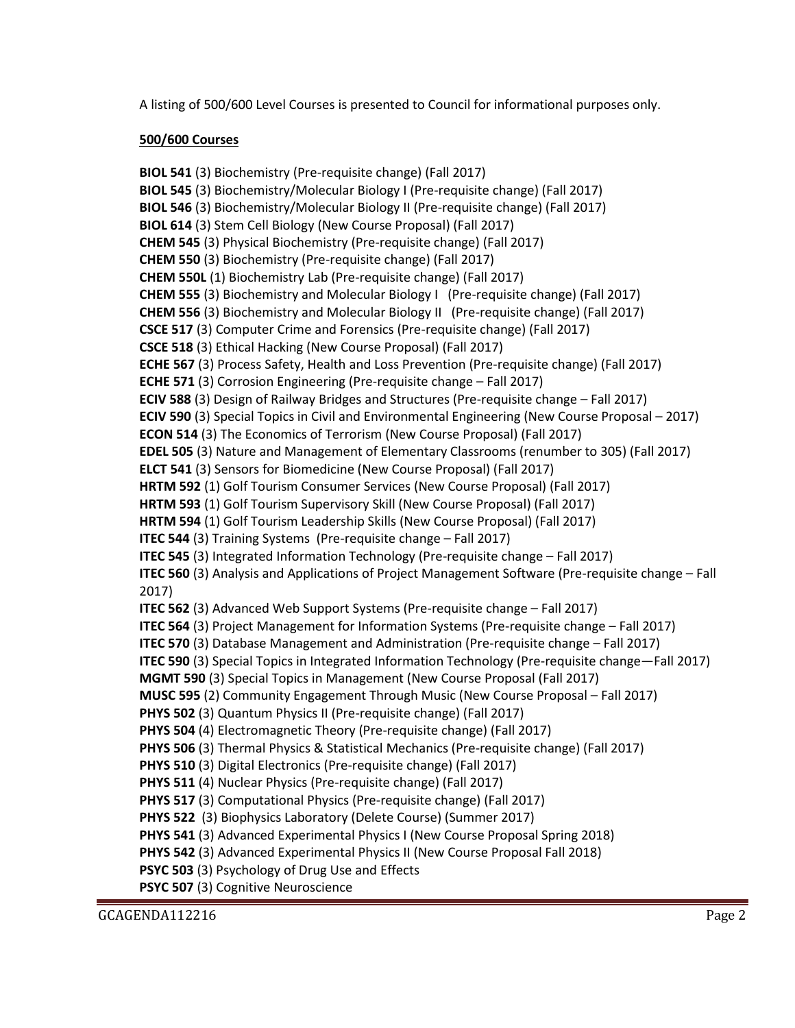A listing of 500/600 Level Courses is presented to Council for informational purposes only.

**500/600 Courses**

**BIOL 541** (3) Biochemistry (Pre-requisite change) (Fall 2017)
**BIOL 545** (3) Biochemistry/Molecular Biology I (Pre-requisite change) (Fall 2017)
**BIOL 546** (3) Biochemistry/Molecular Biology II (Pre-requisite change) (Fall 2017)
**BIOL 614** (3) Stem Cell Biology (New Course Proposal) (Fall 2017)
**CHEM 545** (3) Physical Biochemistry (Pre-requisite change) (Fall 2017)
**CHEM 550** (3) Biochemistry (Pre-requisite change) (Fall 2017)
**CHEM 550L** (1) Biochemistry Lab (Pre-requisite change) (Fall 2017)
**CHEM 555** (3) Biochemistry and Molecular Biology I (Pre-requisite change) (Fall 2017)
**CHEM 556** (3) Biochemistry and Molecular Biology II (Pre-requisite change) (Fall 2017)
**CSCE 517** (3) Computer Crime and Forensics (Pre-requisite change) (Fall 2017)
**CSCE 518** (3) Ethical Hacking (New Course Proposal) (Fall 2017)
**ECHE 567** (3) Process Safety, Health and Loss Prevention (Pre-requisite change) (Fall 2017)
**ECHE 571** (3) Corrosion Engineering (Pre-requisite change – Fall 2017)
**ECIV 588** (3) Design of Railway Bridges and Structures (Pre-requisite change – Fall 2017)
**ECIV 590** (3) Special Topics in Civil and Environmental Engineering (New Course Proposal – 2017)
**ECON 514** (3) The Economics of Terrorism (New Course Proposal) (Fall 2017)
**EDEL 505** (3) Nature and Management of Elementary Classrooms (renumber to 305) (Fall 2017)
**ELCT 541** (3) Sensors for Biomedicine (New Course Proposal) (Fall 2017)
**HRTM 592** (1) Golf Tourism Consumer Services (New Course Proposal) (Fall 2017)
**HRTM 593** (1) Golf Tourism Supervisory Skill (New Course Proposal) (Fall 2017)
**HRTM 594** (1) Golf Tourism Leadership Skills (New Course Proposal) (Fall 2017)
**ITEC 544** (3) Training Systems (Pre-requisite change – Fall 2017)
**ITEC 545** (3) Integrated Information Technology (Pre-requisite change – Fall 2017)
**ITEC 560** (3) Analysis and Applications of Project Management Software (Pre-requisite change – Fall 2017)
**ITEC 562** (3) Advanced Web Support Systems (Pre-requisite change – Fall 2017)
**ITEC 564** (3) Project Management for Information Systems (Pre-requisite change – Fall 2017)
**ITEC 570** (3) Database Management and Administration (Pre-requisite change – Fall 2017)
**ITEC 590** (3) Special Topics in Integrated Information Technology (Pre-requisite change—Fall 2017)
**MGMT 590** (3) Special Topics in Management (New Course Proposal (Fall 2017)
**MUSC 595** (2) Community Engagement Through Music (New Course Proposal – Fall 2017)
**PHYS 502** (3) Quantum Physics II (Pre-requisite change) (Fall 2017)
**PHYS 504** (4) Electromagnetic Theory (Pre-requisite change) (Fall 2017)
**PHYS 506** (3) Thermal Physics & Statistical Mechanics (Pre-requisite change) (Fall 2017)
**PHYS 510** (3) Digital Electronics (Pre-requisite change) (Fall 2017)
**PHYS 511** (4) Nuclear Physics (Pre-requisite change) (Fall 2017)
**PHYS 517** (3) Computational Physics (Pre-requisite change) (Fall 2017)
**PHYS 522** (3) Biophysics Laboratory (Delete Course) (Summer 2017)
**PHYS 541** (3) Advanced Experimental Physics I (New Course Proposal Spring 2018)
**PHYS 542** (3) Advanced Experimental Physics II (New Course Proposal Fall 2018)
**PSYC 503** (3) Psychology of Drug Use and Effects
**PSYC 507** (3) Cognitive Neuroscience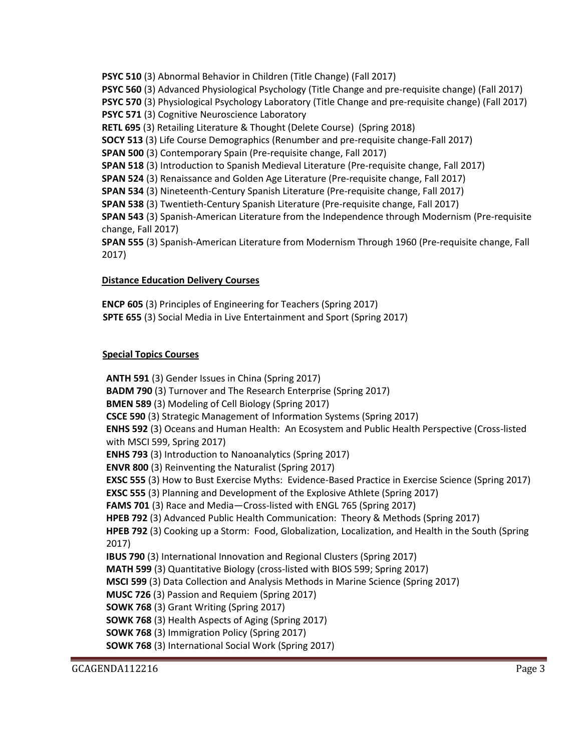**PSYC 510** (3) Abnormal Behavior in Children (Title Change) (Fall 2017)
**PSYC 560** (3) Advanced Physiological Psychology (Title Change and pre-requisite change) (Fall 2017)
**PSYC 570** (3) Physiological Psychology Laboratory (Title Change and pre-requisite change) (Fall 2017)
**PSYC 571** (3) Cognitive Neuroscience Laboratory
**RETL 695** (3) Retailing Literature & Thought (Delete Course) (Spring 2018)
**SOCY 513** (3) Life Course Demographics (Renumber and pre-requisite change-Fall 2017)
**SPAN 500** (3) Contemporary Spain (Pre-requisite change, Fall 2017)
**SPAN 518** (3) Introduction to Spanish Medieval Literature (Pre-requisite change, Fall 2017)
**SPAN 524** (3) Renaissance and Golden Age Literature (Pre-requisite change, Fall 2017)
**SPAN 534** (3) Nineteenth-Century Spanish Literature (Pre-requisite change, Fall 2017)
**SPAN 538** (3) Twentieth-Century Spanish Literature (Pre-requisite change, Fall 2017)
**SPAN 543** (3) Spanish-American Literature from the Independence through Modernism (Pre-requisite change, Fall 2017)
**SPAN 555** (3) Spanish-American Literature from Modernism Through 1960 (Pre-requisite change, Fall 2017)

**Distance Education Delivery Courses**

**ENCP 605** (3) Principles of Engineering for Teachers (Spring 2017)
**SPTE 655** (3) Social Media in Live Entertainment and Sport (Spring 2017)

**Special Topics Courses**

**ANTH 591** (3) Gender Issues in China (Spring 2017)
**BADM 790** (3) Turnover and The Research Enterprise (Spring 2017)
**BMEN 589** (3) Modeling of Cell Biology (Spring 2017)
**CSCE 590** (3) Strategic Management of Information Systems (Spring 2017)
**ENHS 592** (3) Oceans and Human Health: An Ecosystem and Public Health Perspective (Cross-listed with MSCI 599, Spring 2017)
**ENHS 793** (3) Introduction to Nanoanalytics (Spring 2017)
**ENVR 800** (3) Reinventing the Naturalist (Spring 2017)
**EXSC 555** (3) How to Bust Exercise Myths: Evidence-Based Practice in Exercise Science (Spring 2017)
**EXSC 555** (3) Planning and Development of the Explosive Athlete (Spring 2017)
**FAMS 701** (3) Race and Media—Cross-listed with ENGL 765 (Spring 2017)
**HPEB 792** (3) Advanced Public Health Communication: Theory & Methods (Spring 2017)
**HPEB 792** (3) Cooking up a Storm: Food, Globalization, Localization, and Health in the South (Spring 2017)
**IBUS 790** (3) International Innovation and Regional Clusters (Spring 2017)
**MATH 599** (3) Quantitative Biology (cross-listed with BIOS 599; Spring 2017)
**MSCI 599** (3) Data Collection and Analysis Methods in Marine Science (Spring 2017)
**MUSC 726** (3) Passion and Requiem (Spring 2017)
**SOWK 768** (3) Grant Writing (Spring 2017)
**SOWK 768** (3) Health Aspects of Aging (Spring 2017)
**SOWK 768** (3) Immigration Policy (Spring 2017)
**SOWK 768** (3) International Social Work (Spring 2017)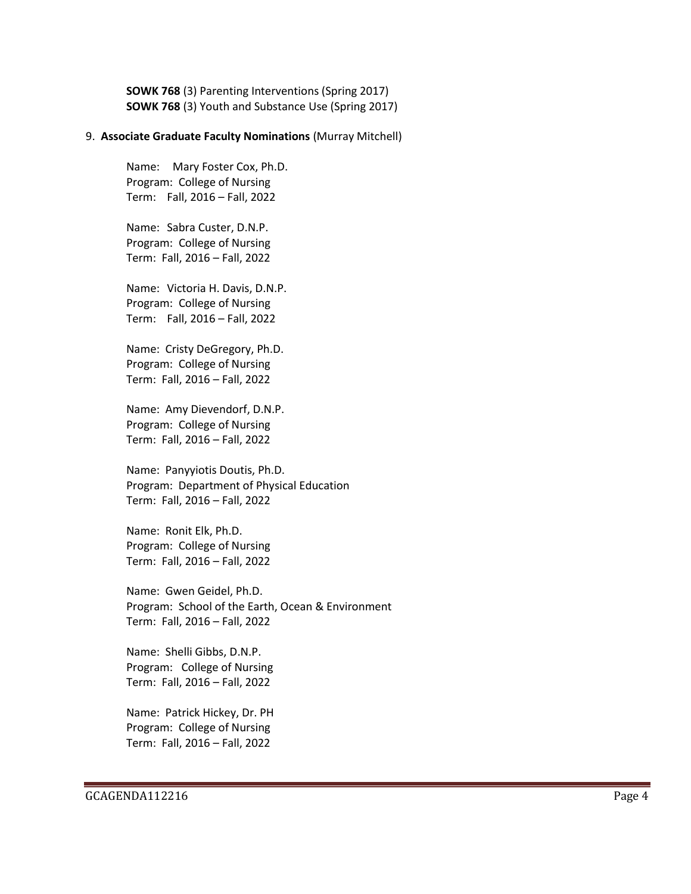**SOWK 768** (3) Parenting Interventions (Spring 2017)
**SOWK 768** (3) Youth and Substance Use (Spring 2017)

9. **Associate Graduate Faculty Nominations** (Murray Mitchell)

Name: Mary Foster Cox, Ph.D.
Program: College of Nursing
Term: Fall, 2016 – Fall, 2022

Name: Sabra Custer, D.N.P.
Program: College of Nursing
Term: Fall, 2016 – Fall, 2022

Name: Victoria H. Davis, D.N.P.
Program: College of Nursing
Term: Fall, 2016 – Fall, 2022

Name: Cristy DeGregory, Ph.D.
Program: College of Nursing
Term: Fall, 2016 – Fall, 2022

Name: Amy Dievendorf, D.N.P.
Program: College of Nursing
Term: Fall, 2016 – Fall, 2022

Name: Panyyiotis Doutis, Ph.D.
Program: Department of Physical Education
Term: Fall, 2016 – Fall, 2022

Name: Ronit Elk, Ph.D.
Program: College of Nursing
Term: Fall, 2016 – Fall, 2022

Name: Gwen Geidel, Ph.D.
Program: School of the Earth, Ocean & Environment
Term: Fall, 2016 – Fall, 2022

Name: Shelli Gibbs, D.N.P.
Program: College of Nursing
Term: Fall, 2016 – Fall, 2022

Name: Patrick Hickey, Dr. PH
Program: College of Nursing
Term: Fall, 2016 – Fall, 2022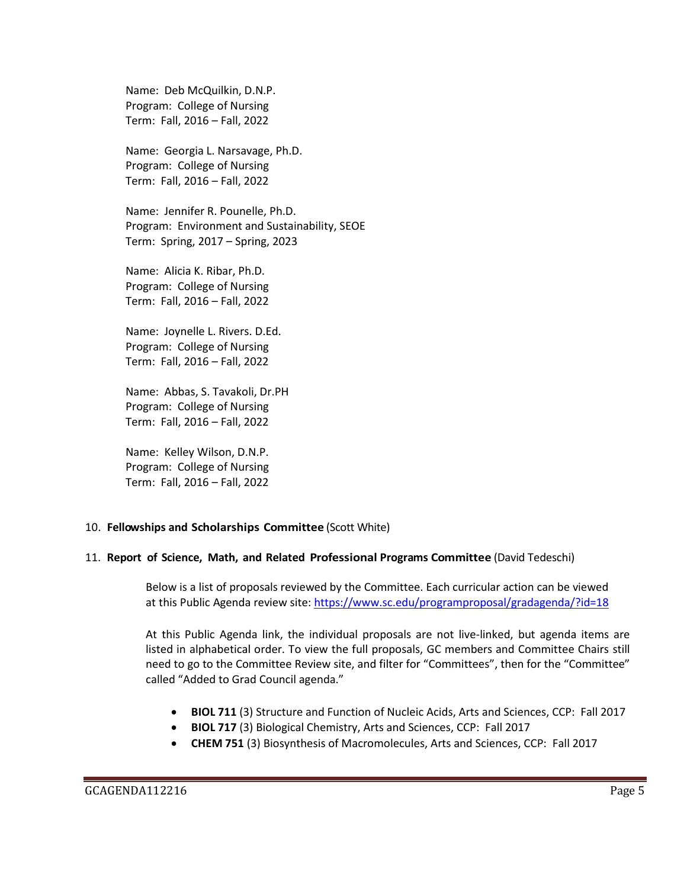Name: Deb McQuilkin, D.N.P.
Program: College of Nursing
Term: Fall, 2016 – Fall, 2022

Name: Georgia L. Narsavage, Ph.D.
Program: College of Nursing
Term: Fall, 2016 – Fall, 2022

Name: Jennifer R. Pounelle, Ph.D.
Program: Environment and Sustainability, SEOE
Term: Spring, 2017 – Spring, 2023

Name: Alicia K. Ribar, Ph.D.
Program: College of Nursing
Term: Fall, 2016 – Fall, 2022

Name: Joynelle L. Rivers. D.Ed.
Program: College of Nursing
Term: Fall, 2016 – Fall, 2022

Name: Abbas, S. Tavakoli, Dr.PH
Program: College of Nursing
Term: Fall, 2016 – Fall, 2022

Name: Kelley Wilson, D.N.P.
Program: College of Nursing
Term: Fall, 2016 – Fall, 2022

10. **Fellowships and Scholarships Committee** (Scott White)

11. **Report of Science, Math, and Related Professional Programs Committee** (David Tedeschi)

Below is a list of proposals reviewed by the Committee. Each curricular action can be viewed at this Public Agenda review site: https://www.sc.edu/programproposal/gradagenda/?id=18

At this Public Agenda link, the individual proposals are not live-linked, but agenda items are listed in alphabetical order. To view the full proposals, GC members and Committee Chairs still need to go to the Committee Review site, and filter for "Committees", then for the "Committee" called "Added to Grad Council agenda."

- **BIOL 711** (3) Structure and Function of Nucleic Acids, Arts and Sciences, CCP: Fall 2017
- **BIOL 717** (3) Biological Chemistry, Arts and Sciences, CCP: Fall 2017
- **CHEM 751** (3) Biosynthesis of Macromolecules, Arts and Sciences, CCP: Fall 2017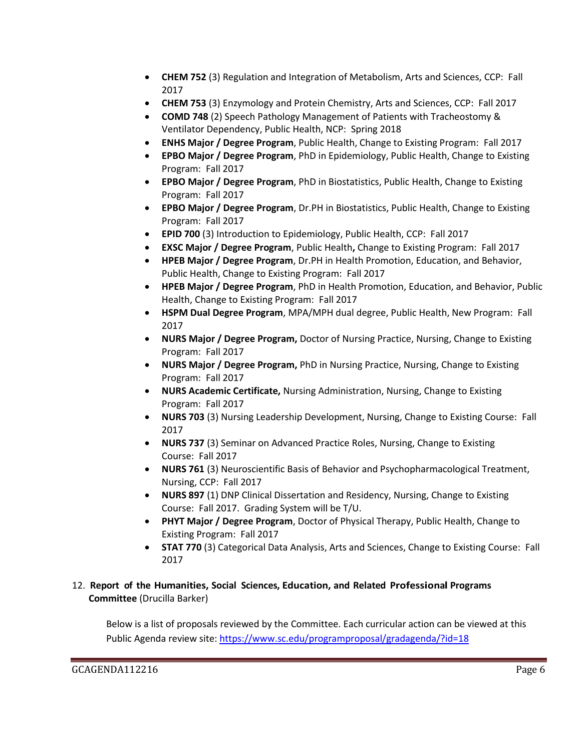- **CHEM 752** (3) Regulation and Integration of Metabolism, Arts and Sciences, CCP: Fall 2017
- **CHEM 753** (3) Enzymology and Protein Chemistry, Arts and Sciences, CCP: Fall 2017
- **COMD 748** (2) Speech Pathology Management of Patients with Tracheostomy & Ventilator Dependency, Public Health, NCP: Spring 2018
- **ENHS Major / Degree Program**, Public Health, Change to Existing Program: Fall 2017
- **EPBO Major / Degree Program**, PhD in Epidemiology, Public Health, Change to Existing Program: Fall 2017
- **EPBO Major / Degree Program**, PhD in Biostatistics, Public Health, Change to Existing Program: Fall 2017
- **EPBO Major / Degree Program**, Dr.PH in Biostatistics, Public Health, Change to Existing Program: Fall 2017
- **EPID 700** (3) Introduction to Epidemiology, Public Health, CCP: Fall 2017
- **EXSC Major / Degree Program**, Public Health**,** Change to Existing Program: Fall 2017
- **HPEB Major / Degree Program**, Dr.PH in Health Promotion, Education, and Behavior, Public Health, Change to Existing Program: Fall 2017
- **HPEB Major / Degree Program**, PhD in Health Promotion, Education, and Behavior, Public Health, Change to Existing Program: Fall 2017
- **HSPM Dual Degree Program**, MPA/MPH dual degree, Public Health, New Program: Fall 2017
- **NURS Major / Degree Program,** Doctor of Nursing Practice, Nursing, Change to Existing Program: Fall 2017
- **NURS Major / Degree Program,** PhD in Nursing Practice, Nursing, Change to Existing Program: Fall 2017
- **NURS Academic Certificate,** Nursing Administration, Nursing, Change to Existing Program: Fall 2017
- **NURS 703** (3) Nursing Leadership Development, Nursing, Change to Existing Course: Fall 2017
- **NURS 737** (3) Seminar on Advanced Practice Roles, Nursing, Change to Existing Course: Fall 2017
- **NURS 761** (3) Neuroscientific Basis of Behavior and Psychopharmacological Treatment, Nursing, CCP: Fall 2017
- **NURS 897** (1) DNP Clinical Dissertation and Residency, Nursing, Change to Existing Course: Fall 2017. Grading System will be T/U.
- **PHYT Major / Degree Program**, Doctor of Physical Therapy, Public Health, Change to Existing Program: Fall 2017
- **STAT 770** (3) Categorical Data Analysis, Arts and Sciences, Change to Existing Course: Fall 2017

12. **Report of the Humanities, Social Sciences, Education, and Related Professional Programs Committee** (Drucilla Barker)

Below is a list of proposals reviewed by the Committee. Each curricular action can be viewed at this Public Agenda review site: https://www.sc.edu/programproposal/gradagenda/?id=18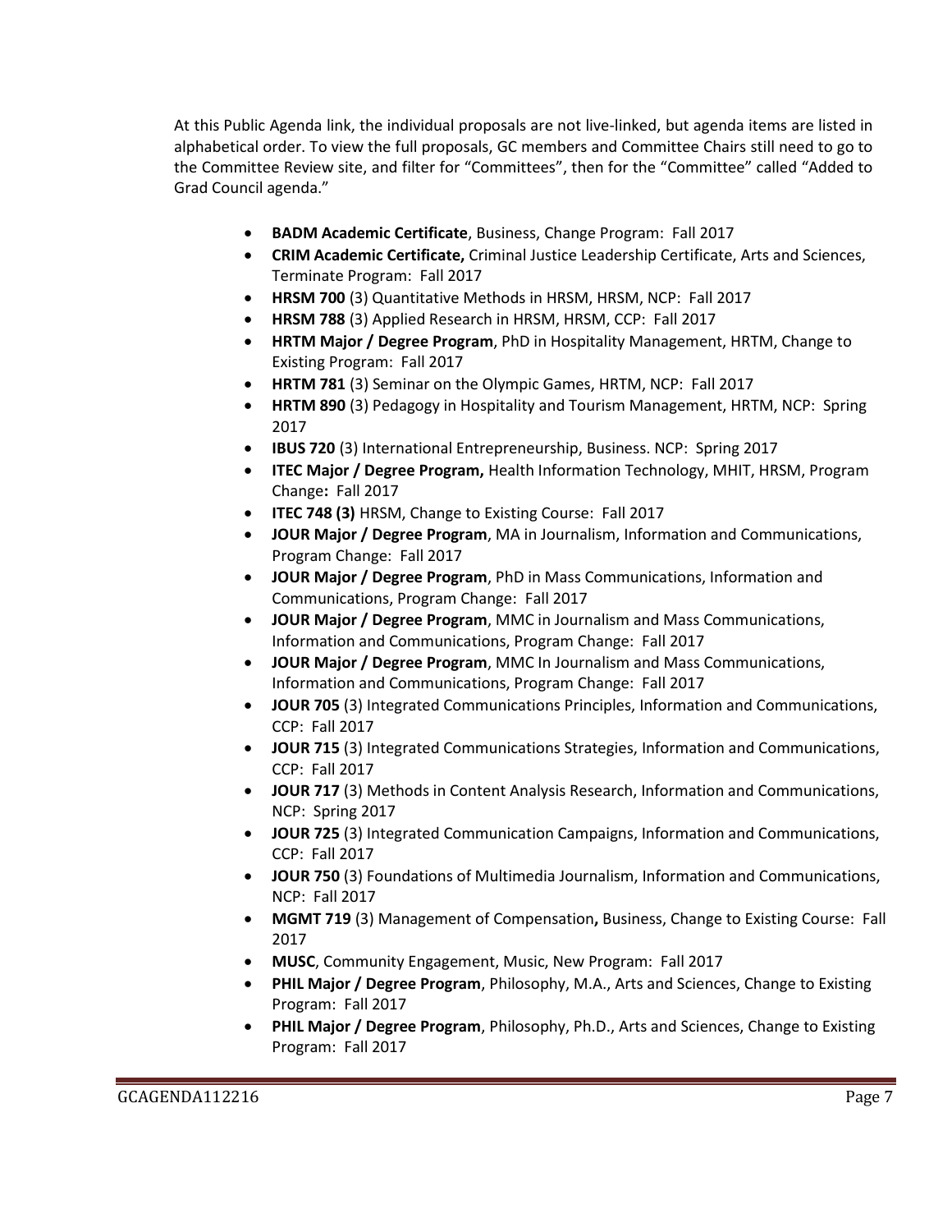At this Public Agenda link, the individual proposals are not live-linked, but agenda items are listed in alphabetical order. To view the full proposals, GC members and Committee Chairs still need to go to the Committee Review site, and filter for "Committees", then for the "Committee" called "Added to Grad Council agenda."

- **BADM Academic Certificate**, Business, Change Program: Fall 2017
- **CRIM Academic Certificate,** Criminal Justice Leadership Certificate, Arts and Sciences, Terminate Program: Fall 2017
- **HRSM 700** (3) Quantitative Methods in HRSM, HRSM, NCP: Fall 2017
- **HRSM 788** (3) Applied Research in HRSM, HRSM, CCP: Fall 2017
- **HRTM Major / Degree Program**, PhD in Hospitality Management, HRTM, Change to Existing Program: Fall 2017
- **HRTM 781** (3) Seminar on the Olympic Games, HRTM, NCP: Fall 2017
- **HRTM 890** (3) Pedagogy in Hospitality and Tourism Management, HRTM, NCP: Spring 2017
- **IBUS 720** (3) International Entrepreneurship, Business. NCP: Spring 2017
- **ITEC Major / Degree Program,** Health Information Technology, MHIT, HRSM, Program Change**:** Fall 2017
- **ITEC 748 (3)** HRSM, Change to Existing Course: Fall 2017
- **JOUR Major / Degree Program**, MA in Journalism, Information and Communications, Program Change: Fall 2017
- **JOUR Major / Degree Program**, PhD in Mass Communications, Information and Communications, Program Change: Fall 2017
- **JOUR Major / Degree Program**, MMC in Journalism and Mass Communications, Information and Communications, Program Change: Fall 2017
- **JOUR Major / Degree Program**, MMC In Journalism and Mass Communications, Information and Communications, Program Change: Fall 2017
- **JOUR 705** (3) Integrated Communications Principles, Information and Communications, CCP: Fall 2017
- **JOUR 715** (3) Integrated Communications Strategies, Information and Communications, CCP: Fall 2017
- **JOUR 717** (3) Methods in Content Analysis Research, Information and Communications, NCP: Spring 2017
- **JOUR 725** (3) Integrated Communication Campaigns, Information and Communications, CCP: Fall 2017
- **JOUR 750** (3) Foundations of Multimedia Journalism, Information and Communications, NCP: Fall 2017
- **MGMT 719** (3) Management of Compensation**,** Business, Change to Existing Course: Fall 2017
- **MUSC**, Community Engagement, Music, New Program: Fall 2017
- **PHIL Major / Degree Program**, Philosophy, M.A., Arts and Sciences, Change to Existing Program: Fall 2017
- **PHIL Major / Degree Program**, Philosophy, Ph.D., Arts and Sciences, Change to Existing Program: Fall 2017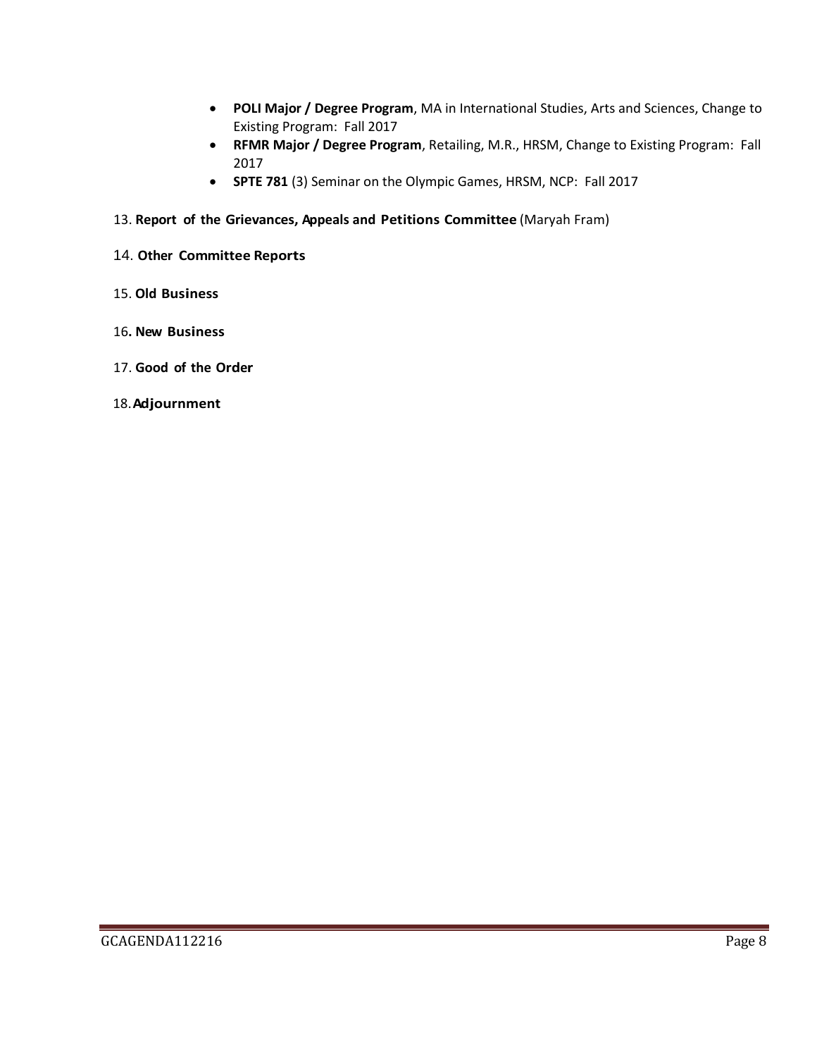- **POLI Major / Degree Program**, MA in International Studies, Arts and Sciences, Change to Existing Program: Fall 2017
- **RFMR Major / Degree Program**, Retailing, M.R., HRSM, Change to Existing Program: Fall 2017
- **SPTE 781** (3) Seminar on the Olympic Games, HRSM, NCP: Fall 2017

13. **Report of the Grievances, Appeals and Petitions Committee** (Maryah Fram)

14. **Other Committee Reports**

15. **Old Business**

16. **New Business**

17. **Good of the Order**

18. **Adjournment**